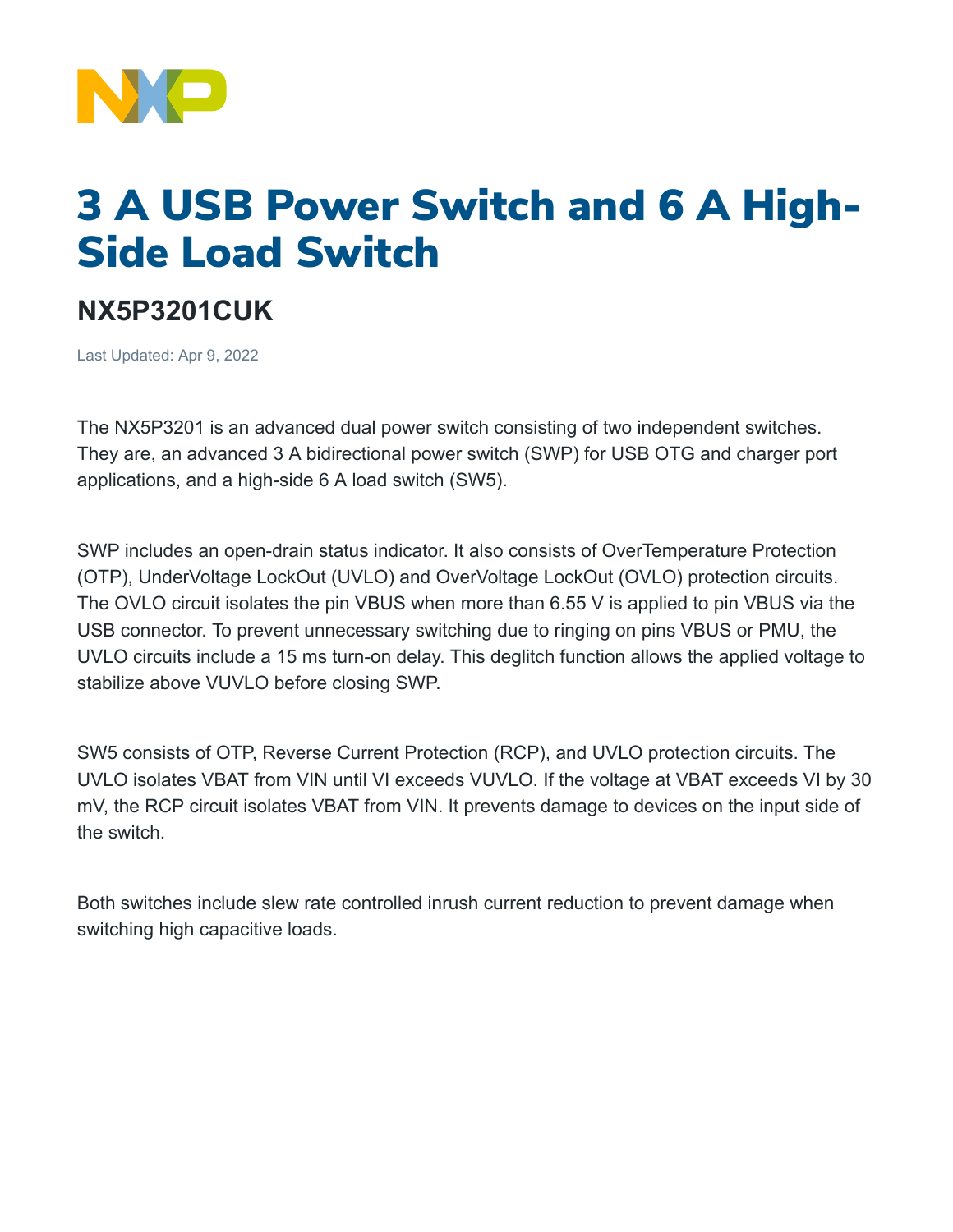# 3 A USB Power Switch and 6 A High-Side Load Switch

## NX5P3201CUK

Last Updated: Apr 9, 2022

The NX5P3201 is an advanced dual power switch consisting of two independent switches. They are, an advanced 3 A bidirectional power switch (SWP) for USB OTG and charger port applications, and a high-side 6 A load switch (SW5).

SWP includes an open-drain status indicator. It also consists of OverTemperature Protection (OTP), UnderVoltage LockOut (UVLO) and OverVoltage LockOut (OVLO) protection circuits. The OVLO circuit isolates the pin VBUS when more than 6.55 V is applied to pin VBUS via the USB connector. To prevent unnecessary switching due to ringing on pins VBUS or PMU, the UVLO circuits include a 15 ms turn-on delay. This deglitch function allows the applied voltage to stabilize above VUVLO before closing SWP.

SW5 consists of OTP, Reverse Current Protection (RCP), and UVLO protection circuits. The UVLO isolates VBAT from VIN until VI exceeds VUVLO. If the voltage at VBAT exceeds VI by 30 mV, the RCP circuit isolates VBAT from VIN. It prevents damage to devices on the input side of the switch.

Both switches include slew rate controlled inrush current reduction to prevent damage when switching high capacitive loads.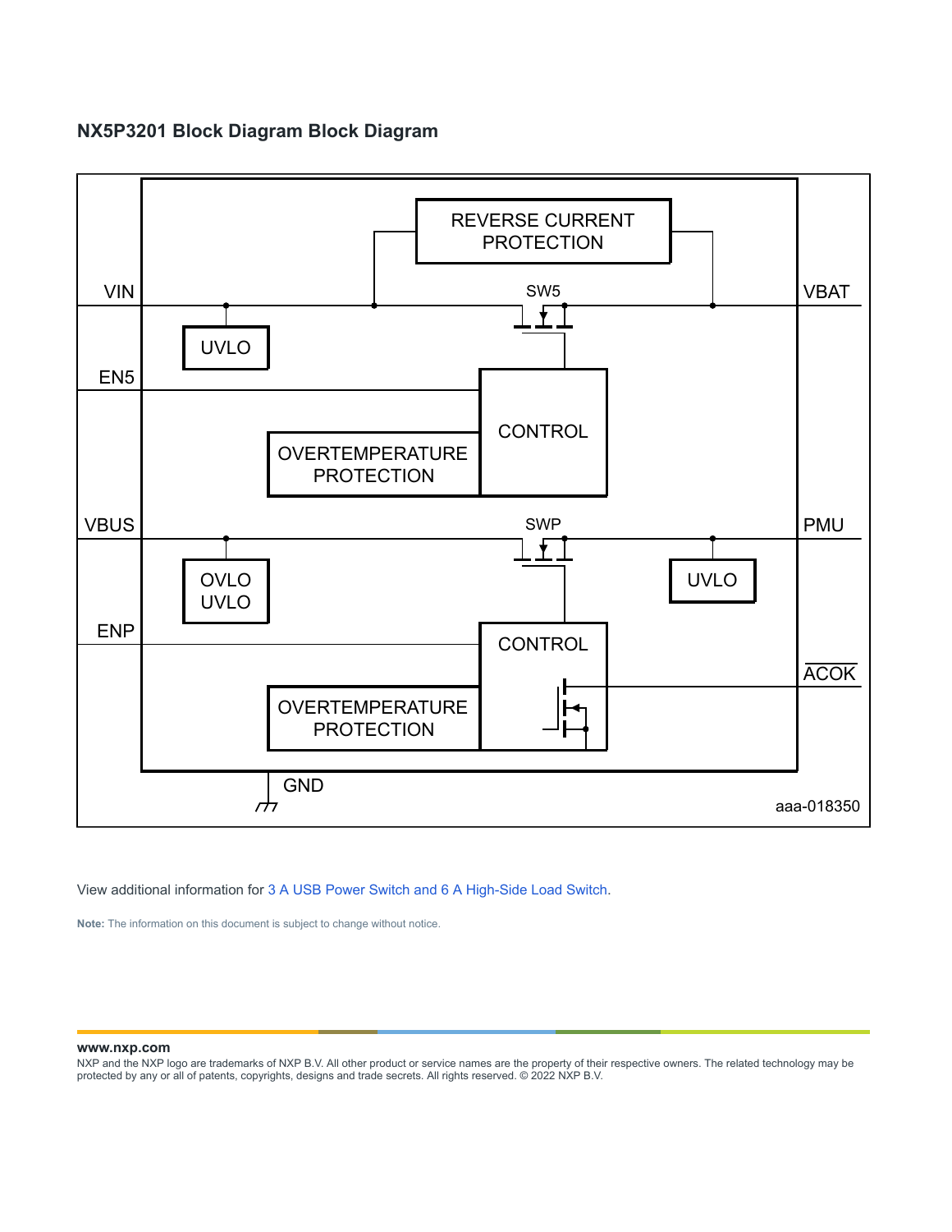## NX5P3201 Block Diagram Block Diagram

VIN

SW5

VBAT

REVERSE CURRENT PROTECTION

UVLO

EN5

CONTROL

OVERTEMPERATURE PROTECTION

VBUS

SWP

PMU

OVLO UVLO

UVLO

ENP

CONTROL

ACOK

OVERTEMPERATURE PROTECTION

GND

aaa-018350

View additional information for 3 A USB Power Switch and 6 A High-Side Load Switch.

**Note:** The information on this document is subject to change without notice.

**www.nxp.com**

NXP and the NXP logo are trademarks of NXP B.V. All other product or service names are the property of their respective owners. The related technology may be protected by any or all of patents, copyrights, designs and trade secrets. All rights reserved. © 2022 NXP B.V.